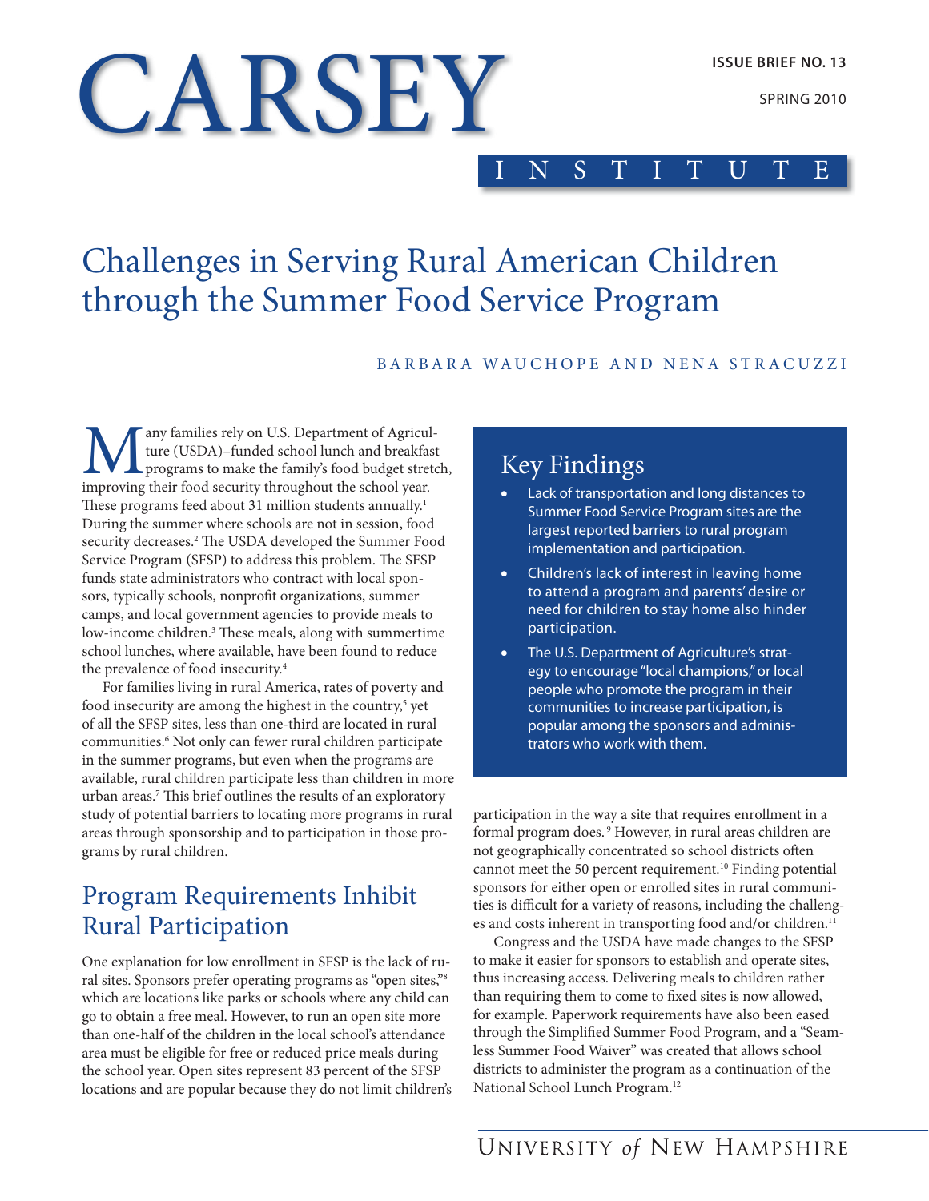CARSEY INSTITUTE

ISSUE BRIEF NO. 13

SPRING 2010

# Challenges in Serving Rural American Children through the Summer Food Service Program

BARBARA WAUCHOPE AND NENA STRACUZZI

Many families rely on U.S. Department of Agriculture (USDA)–funded school lunch and breakfast programs to make the family's food budget stretch, improving their food security throughout the school year. These programs feed about 31 million students annually.[1] During the summer where schools are not in session, food security decreases.[2] The USDA developed the Summer Food Service Program (SFSP) to address this problem. The SFSP funds state administrators who contract with local sponsors, typically schools, nonprofit organizations, summer camps, and local government agencies to provide meals to low-income children.[3] These meals, along with summertime school lunches, where available, have been found to reduce the prevalence of food insecurity.[4]

For families living in rural America, rates of poverty and food insecurity are among the highest in the country,[5] yet of all the SFSP sites, less than one-third are located in rural communities.[6] Not only can fewer rural children participate in the summer programs, but even when the programs are available, rural children participate less than children in more urban areas.[7] This brief outlines the results of an exploratory study of potential barriers to locating more programs in rural areas through sponsorship and to participation in those programs by rural children.

## Key Findings

- Lack of transportation and long distances to Summer Food Service Program sites are the largest reported barriers to rural program implementation and participation.
- Children's lack of interest in leaving home to attend a program and parents' desire or need for children to stay home also hinder participation.
- The U.S. Department of Agriculture's strategy to encourage "local champions," or local people who promote the program in their communities to increase participation, is popular among the sponsors and administrators who work with them.

## Program Requirements Inhibit Rural Participation

One explanation for low enrollment in SFSP is the lack of rural sites. Sponsors prefer operating programs as "open sites,"[8] which are locations like parks or schools where any child can go to obtain a free meal. However, to run an open site more than one-half of the children in the local school's attendance area must be eligible for free or reduced price meals during the school year. Open sites represent 83 percent of the SFSP locations and are popular because they do not limit children's participation in the way a site that requires enrollment in a formal program does.[9] However, in rural areas children are not geographically concentrated so school districts often cannot meet the 50 percent requirement.[10] Finding potential sponsors for either open or enrolled sites in rural communities is difficult for a variety of reasons, including the challenges and costs inherent in transporting food and/or children.[11]

Congress and the USDA have made changes to the SFSP to make it easier for sponsors to establish and operate sites, thus increasing access. Delivering meals to children rather than requiring them to come to fixed sites is now allowed, for example. Paperwork requirements have also been eased through the Simplified Summer Food Program, and a "Seamless Summer Food Waiver" was created that allows school districts to administer the program as a continuation of the National School Lunch Program.[12]

UNIVERSITY of NEW HAMPSHIRE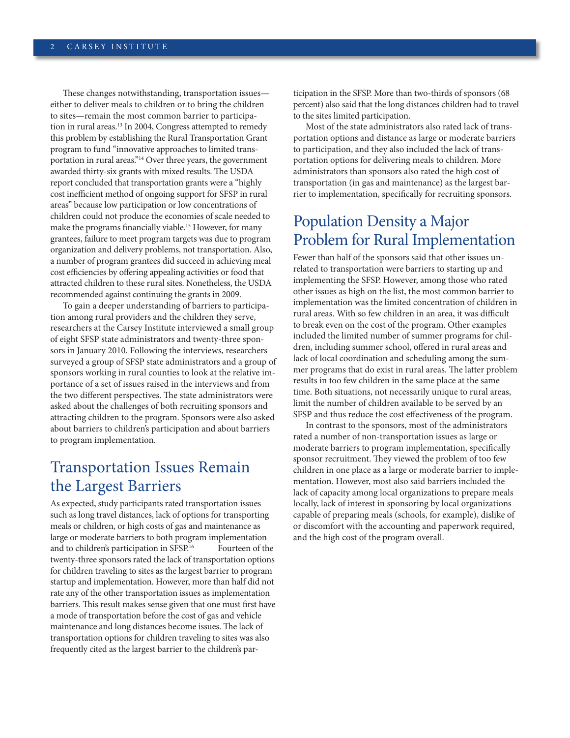These changes notwithstanding, transportation issues—either to deliver meals to children or to bring the children to sites—remain the most common barrier to participation in rural areas.[13] In 2004, Congress attempted to remedy this problem by establishing the Rural Transportation Grant program to fund "innovative approaches to limited transportation in rural areas."[14] Over three years, the government awarded thirty-six grants with mixed results. The USDA report concluded that transportation grants were a "highly cost inefficient method of ongoing support for SFSP in rural areas" because low participation or low concentrations of children could not produce the economies of scale needed to make the programs financially viable.[15] However, for many grantees, failure to meet program targets was due to program organization and delivery problems, not transportation. Also, a number of program grantees did succeed in achieving meal cost efficiencies by offering appealing activities or food that attracted children to these rural sites. Nonetheless, the USDA recommended against continuing the grants in 2009.

To gain a deeper understanding of barriers to participation among rural providers and the children they serve, researchers at the Carsey Institute interviewed a small group of eight SFSP state administrators and twenty-three sponsors in January 2010. Following the interviews, researchers surveyed a group of SFSP state administrators and a group of sponsors working in rural counties to look at the relative importance of a set of issues raised in the interviews and from the two different perspectives. The state administrators were asked about the challenges of both recruiting sponsors and attracting children to the program. Sponsors were also asked about barriers to children's participation and about barriers to program implementation.

## Transportation Issues Remain the Largest Barriers

As expected, study participants rated transportation issues such as long travel distances, lack of options for transporting meals or children, or high costs of gas and maintenance as large or moderate barriers to both program implementation and to children's participation in SFSP.[16] Fourteen of the twenty-three sponsors rated the lack of transportation options for children traveling to sites as the largest barrier to program startup and implementation. However, more than half did not rate any of the other transportation issues as implementation barriers. This result makes sense given that one must first have a mode of transportation before the cost of gas and vehicle maintenance and long distances become issues. The lack of transportation options for children traveling to sites was also frequently cited as the largest barrier to the children's participation in the SFSP. More than two-thirds of sponsors (68 percent) also said that the long distances children had to travel to the sites limited participation.

Most of the state administrators also rated lack of transportation options and distance as large or moderate barriers to participation, and they also included the lack of transportation options for delivering meals to children. More administrators than sponsors also rated the high cost of transportation (in gas and maintenance) as the largest barrier to implementation, specifically for recruiting sponsors.

## Population Density a Major Problem for Rural Implementation

Fewer than half of the sponsors said that other issues unrelated to transportation were barriers to starting up and implementing the SFSP. However, among those who rated other issues as high on the list, the most common barrier to implementation was the limited concentration of children in rural areas. With so few children in an area, it was difficult to break even on the cost of the program. Other examples included the limited number of summer programs for children, including summer school, offered in rural areas and lack of local coordination and scheduling among the summer programs that do exist in rural areas. The latter problem results in too few children in the same place at the same time. Both situations, not necessarily unique to rural areas, limit the number of children available to be served by an SFSP and thus reduce the cost effectiveness of the program.

In contrast to the sponsors, most of the administrators rated a number of non-transportation issues as large or moderate barriers to program implementation, specifically sponsor recruitment. They viewed the problem of too few children in one place as a large or moderate barrier to implementation. However, most also said barriers included the lack of capacity among local organizations to prepare meals locally, lack of interest in sponsoring by local organizations capable of preparing meals (schools, for example), dislike of or discomfort with the accounting and paperwork required, and the high cost of the program overall.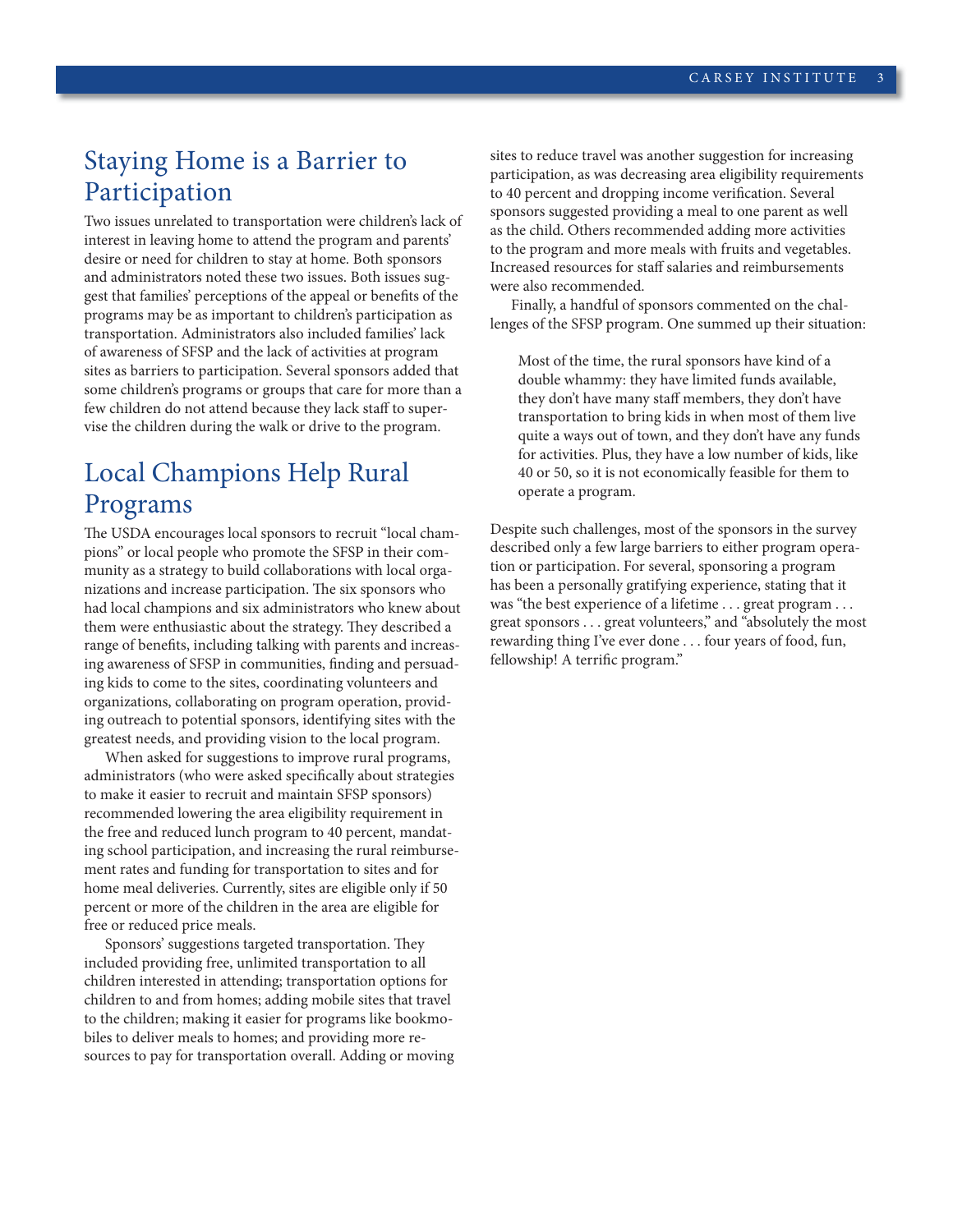## Staying Home is a Barrier to Participation

Two issues unrelated to transportation were children's lack of interest in leaving home to attend the program and parents' desire or need for children to stay at home. Both sponsors and administrators noted these two issues. Both issues suggest that families' perceptions of the appeal or benefits of the programs may be as important to children's participation as transportation. Administrators also included families' lack of awareness of SFSP and the lack of activities at program sites as barriers to participation. Several sponsors added that some children's programs or groups that care for more than a few children do not attend because they lack staff to supervise the children during the walk or drive to the program.

## Local Champions Help Rural Programs

The USDA encourages local sponsors to recruit "local champions" or local people who promote the SFSP in their community as a strategy to build collaborations with local organizations and increase participation. The six sponsors who had local champions and six administrators who knew about them were enthusiastic about the strategy. They described a range of benefits, including talking with parents and increasing awareness of SFSP in communities, finding and persuading kids to come to the sites, coordinating volunteers and organizations, collaborating on program operation, providing outreach to potential sponsors, identifying sites with the greatest needs, and providing vision to the local program.

When asked for suggestions to improve rural programs, administrators (who were asked specifically about strategies to make it easier to recruit and maintain SFSP sponsors) recommended lowering the area eligibility requirement in the free and reduced lunch program to 40 percent, mandating school participation, and increasing the rural reimbursement rates and funding for transportation to sites and for home meal deliveries. Currently, sites are eligible only if 50 percent or more of the children in the area are eligible for free or reduced price meals.

Sponsors' suggestions targeted transportation. They included providing free, unlimited transportation to all children interested in attending; transportation options for children to and from homes; adding mobile sites that travel to the children; making it easier for programs like bookmobiles to deliver meals to homes; and providing more resources to pay for transportation overall. Adding or moving sites to reduce travel was another suggestion for increasing participation, as was decreasing area eligibility requirements to 40 percent and dropping income verification. Several sponsors suggested providing a meal to one parent as well as the child. Others recommended adding more activities to the program and more meals with fruits and vegetables. Increased resources for staff salaries and reimbursements were also recommended.

Finally, a handful of sponsors commented on the challenges of the SFSP program. One summed up their situation:

> Most of the time, the rural sponsors have kind of a double whammy: they have limited funds available, they don't have many staff members, they don't have transportation to bring kids in when most of them live quite a ways out of town, and they don't have any funds for activities. Plus, they have a low number of kids, like 40 or 50, so it is not economically feasible for them to operate a program.

Despite such challenges, most of the sponsors in the survey described only a few large barriers to either program operation or participation. For several, sponsoring a program has been a personally gratifying experience, stating that it was "the best experience of a lifetime . . . great program . . . great sponsors . . . great volunteers," and "absolutely the most rewarding thing I've ever done . . . four years of food, fun, fellowship! A terrific program."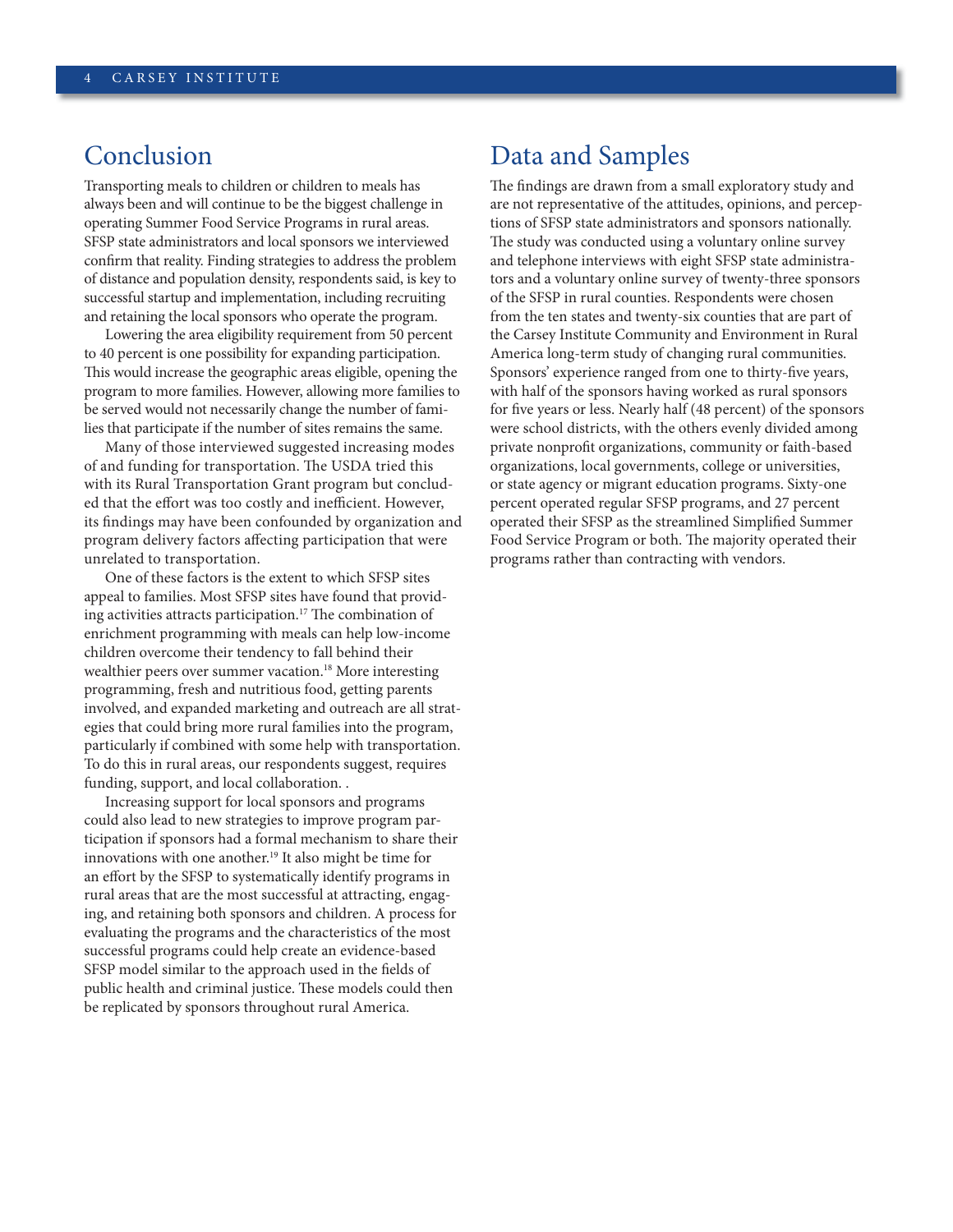## Conclusion

Transporting meals to children or children to meals has always been and will continue to be the biggest challenge in operating Summer Food Service Programs in rural areas. SFSP state administrators and local sponsors we interviewed confirm that reality. Finding strategies to address the problem of distance and population density, respondents said, is key to successful startup and implementation, including recruiting and retaining the local sponsors who operate the program.

Lowering the area eligibility requirement from 50 percent to 40 percent is one possibility for expanding participation. This would increase the geographic areas eligible, opening the program to more families. However, allowing more families to be served would not necessarily change the number of families that participate if the number of sites remains the same.

Many of those interviewed suggested increasing modes of and funding for transportation. The USDA tried this with its Rural Transportation Grant program but concluded that the effort was too costly and inefficient. However, its findings may have been confounded by organization and program delivery factors affecting participation that were unrelated to transportation.

One of these factors is the extent to which SFSP sites appeal to families. Most SFSP sites have found that providing activities attracts participation.[17] The combination of enrichment programming with meals can help low-income children overcome their tendency to fall behind their wealthier peers over summer vacation.[18] More interesting programming, fresh and nutritious food, getting parents involved, and expanded marketing and outreach are all strategies that could bring more rural families into the program, particularly if combined with some help with transportation. To do this in rural areas, our respondents suggest, requires funding, support, and local collaboration. .

Increasing support for local sponsors and programs could also lead to new strategies to improve program participation if sponsors had a formal mechanism to share their innovations with one another.[19] It also might be time for an effort by the SFSP to systematically identify programs in rural areas that are the most successful at attracting, engaging, and retaining both sponsors and children. A process for evaluating the programs and the characteristics of the most successful programs could help create an evidence-based SFSP model similar to the approach used in the fields of public health and criminal justice. These models could then be replicated by sponsors throughout rural America.

## Data and Samples

The findings are drawn from a small exploratory study and are not representative of the attitudes, opinions, and perceptions of SFSP state administrators and sponsors nationally. The study was conducted using a voluntary online survey and telephone interviews with eight SFSP state administrators and a voluntary online survey of twenty-three sponsors of the SFSP in rural counties. Respondents were chosen from the ten states and twenty-six counties that are part of the Carsey Institute Community and Environment in Rural America long-term study of changing rural communities. Sponsors' experience ranged from one to thirty-five years, with half of the sponsors having worked as rural sponsors for five years or less. Nearly half (48 percent) of the sponsors were school districts, with the others evenly divided among private nonprofit organizations, community or faith-based organizations, local governments, college or universities, or state agency or migrant education programs. Sixty-one percent operated regular SFSP programs, and 27 percent operated their SFSP as the streamlined Simplified Summer Food Service Program or both. The majority operated their programs rather than contracting with vendors.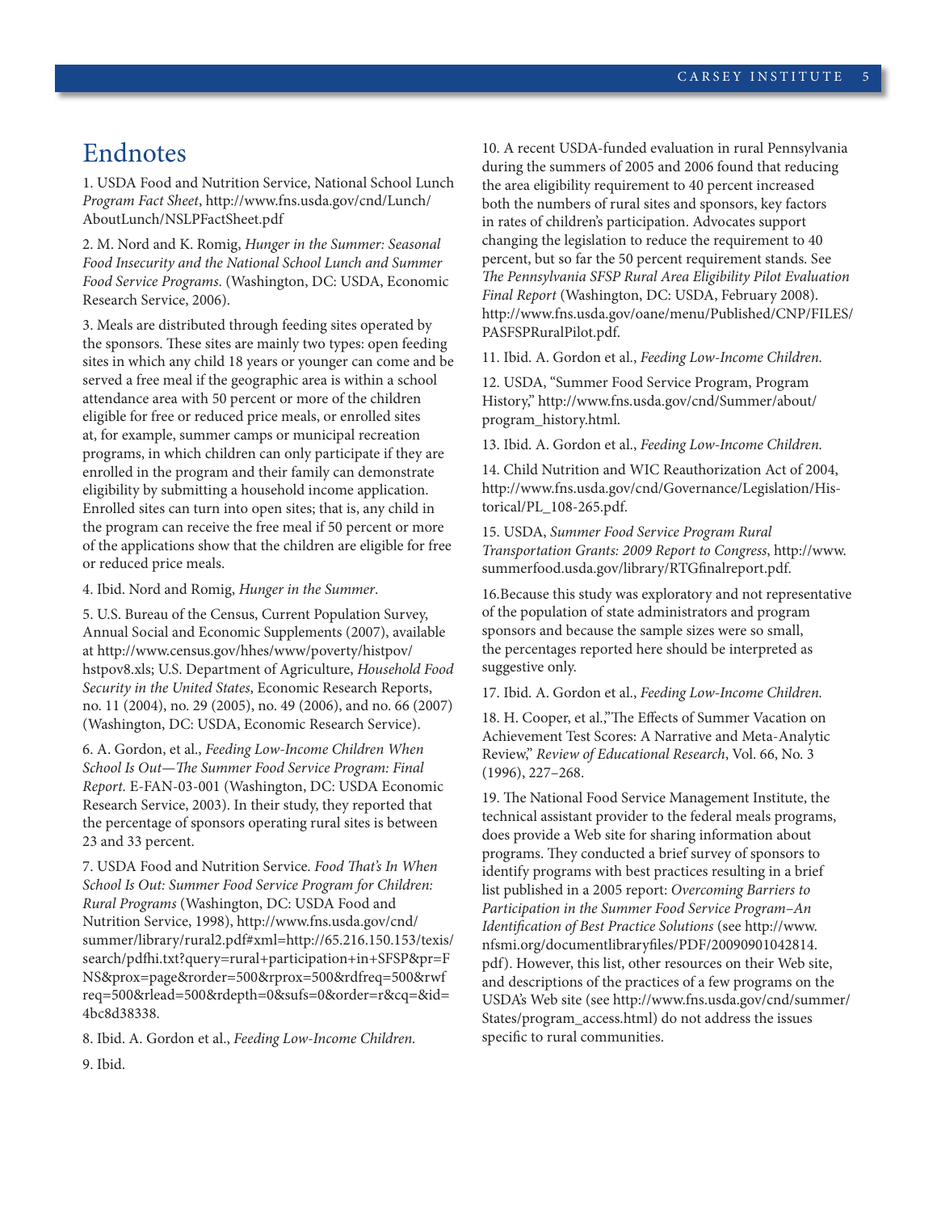# Endnotes

1. USDA Food and Nutrition Service, National School Lunch *Program Fact Sheet*, http://www.fns.usda.gov/cnd/Lunch/AboutLunch/NSLPFactSheet.pdf

2. M. Nord and K. Romig, *Hunger in the Summer: Seasonal Food Insecurity and the National School Lunch and Summer Food Service Programs.* (Washington, DC: USDA, Economic Research Service, 2006).

3. Meals are distributed through feeding sites operated by the sponsors. These sites are mainly two types: open feeding sites in which any child 18 years or younger can come and be served a free meal if the geographic area is within a school attendance area with 50 percent or more of the children eligible for free or reduced price meals, or enrolled sites at, for example, summer camps or municipal recreation programs, in which children can only participate if they are enrolled in the program and their family can demonstrate eligibility by submitting a household income application. Enrolled sites can turn into open sites; that is, any child in the program can receive the free meal if 50 percent or more of the applications show that the children are eligible for free or reduced price meals.

4. Ibid. Nord and Romig, *Hunger in the Summer*.

5. U.S. Bureau of the Census, Current Population Survey, Annual Social and Economic Supplements (2007), available at http://www.census.gov/hhes/www/poverty/histpov/hstpov8.xls; U.S. Department of Agriculture, *Household Food Security in the United States*, Economic Research Reports, no. 11 (2004), no. 29 (2005), no. 49 (2006), and no. 66 (2007) (Washington, DC: USDA, Economic Research Service).

6. A. Gordon, et al., *Feeding Low-Income Children When School Is Out—The Summer Food Service Program: Final Report.* E-FAN-03-001 (Washington, DC: USDA Economic Research Service, 2003). In their study, they reported that the percentage of sponsors operating rural sites is between 23 and 33 percent.

7. USDA Food and Nutrition Service. *Food That's In When School Is Out: Summer Food Service Program for Children: Rural Programs* (Washington, DC: USDA Food and Nutrition Service, 1998), http://www.fns.usda.gov/cnd/summer/library/rural2.pdf#xml=http://65.216.150.153/texis/search/pdfhi.txt?query=rural+participation+in+SFSP&pr=FNS&prox=page&rorder=500&rprox=500&rdfreq=500&rwfreq=500&rlead=500&rdepth=0&sufs=0&order=r&cq=&id=4bc8d38338.

8. Ibid. A. Gordon et al., *Feeding Low-Income Children.*

9. Ibid.

10. A recent USDA-funded evaluation in rural Pennsylvania during the summers of 2005 and 2006 found that reducing the area eligibility requirement to 40 percent increased both the numbers of rural sites and sponsors, key factors in rates of children's participation. Advocates support changing the legislation to reduce the requirement to 40 percent, but so far the 50 percent requirement stands. See *The Pennsylvania SFSP Rural Area Eligibility Pilot Evaluation Final Report* (Washington, DC: USDA, February 2008). http://www.fns.usda.gov/oane/menu/Published/CNP/FILES/PASFSPRuralPilot.pdf.

11. Ibid. A. Gordon et al., *Feeding Low-Income Children.*

12. USDA, "Summer Food Service Program, Program History," http://www.fns.usda.gov/cnd/Summer/about/program_history.html.

13. Ibid. A. Gordon et al., *Feeding Low-Income Children.*

14. Child Nutrition and WIC Reauthorization Act of 2004, http://www.fns.usda.gov/cnd/Governance/Legislation/Historical/PL_108-265.pdf.

15. USDA, *Summer Food Service Program Rural Transportation Grants: 2009 Report to Congress*, http://www.summerfood.usda.gov/library/RTGfinalreport.pdf.

16.Because this study was exploratory and not representative of the population of state administrators and program sponsors and because the sample sizes were so small, the percentages reported here should be interpreted as suggestive only.

17. Ibid. A. Gordon et al., *Feeding Low-Income Children.*

18. H. Cooper, et al.,"The Effects of Summer Vacation on Achievement Test Scores: A Narrative and Meta-Analytic Review," *Review of Educational Research*, Vol. 66, No. 3 (1996), 227–268.

19. The National Food Service Management Institute, the technical assistant provider to the federal meals programs, does provide a Web site for sharing information about programs. They conducted a brief survey of sponsors to identify programs with best practices resulting in a brief list published in a 2005 report: *Overcoming Barriers to Participation in the Summer Food Service Program–An Identification of Best Practice Solutions* (see http://www.nfsmi.org/documentlibraryfiles/PDF/20090901042814.pdf). However, this list, other resources on their Web site, and descriptions of the practices of a few programs on the USDA's Web site (see http://www.fns.usda.gov/cnd/summer/States/program_access.html) do not address the issues specific to rural communities.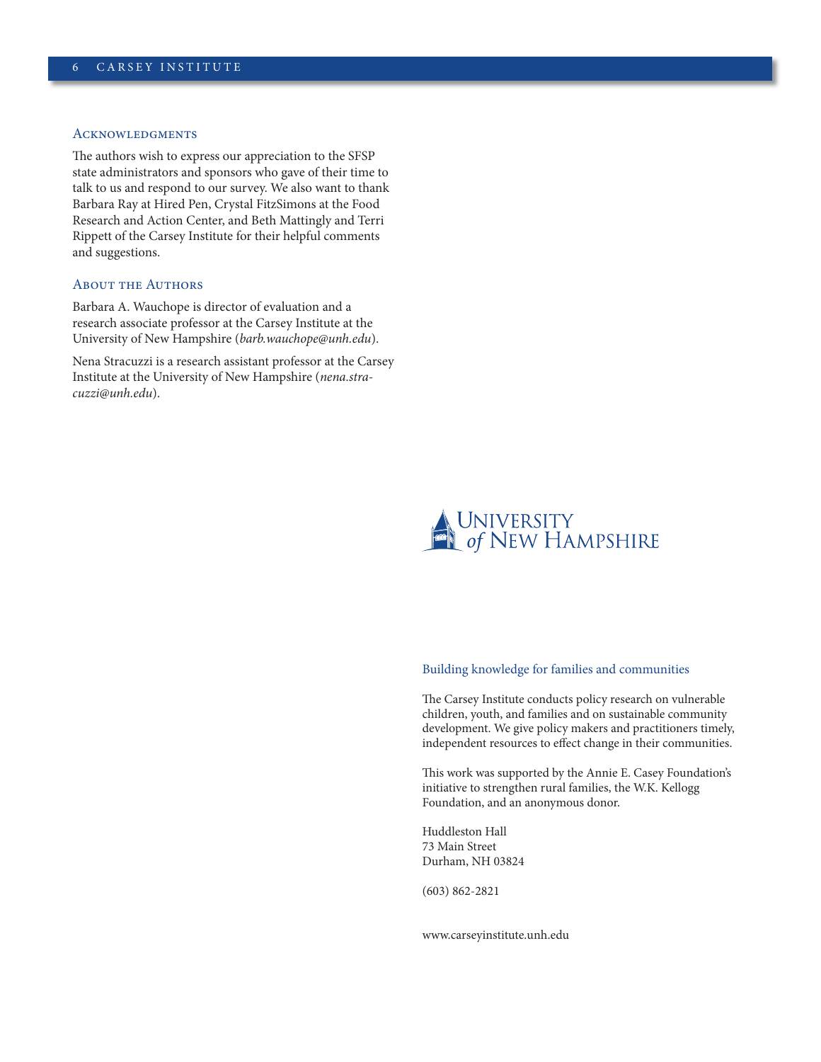## Acknowledgments

The authors wish to express our appreciation to the SFSP state administrators and sponsors who gave of their time to talk to us and respond to our survey. We also want to thank Barbara Ray at Hired Pen, Crystal FitzSimons at the Food Research and Action Center, and Beth Mattingly and Terri Rippett of the Carsey Institute for their helpful comments and suggestions.

## About the Authors

Barbara A. Wauchope is director of evaluation and a research associate professor at the Carsey Institute at the University of New Hampshire (*barb.wauchope@unh.edu*).

Nena Stracuzzi is a research assistant professor at the Carsey Institute at the University of New Hampshire (*nena.stracuzzi@unh.edu*).

University of New Hampshire

Building knowledge for families and communities

The Carsey Institute conducts policy research on vulnerable children, youth, and families and on sustainable community development. We give policy makers and practitioners timely, independent resources to effect change in their communities.

This work was supported by the Annie E. Casey Foundation's initiative to strengthen rural families, the W.K. Kellogg Foundation, and an anonymous donor.

Huddleston Hall
73 Main Street
Durham, NH 03824

(603) 862-2821

www.carseyinstitute.unh.edu